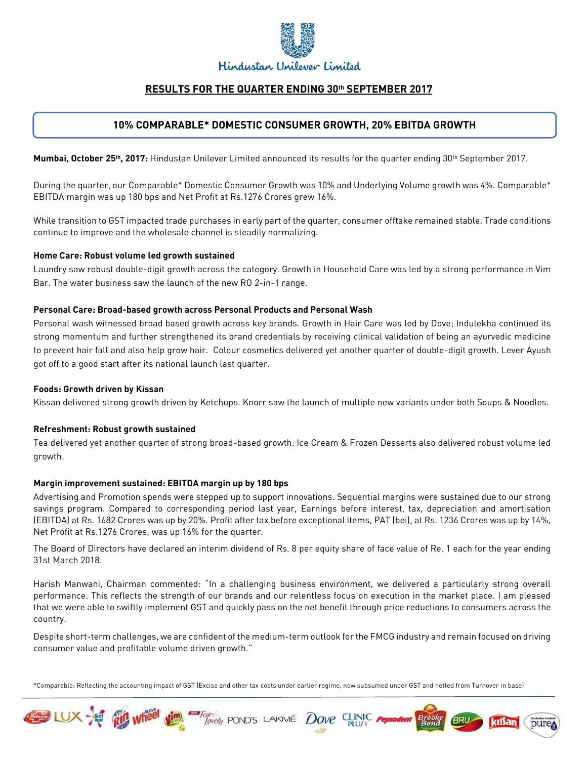Hindustan Unilever Limited

# RESULTS FOR THE QUARTER ENDING 30th SEPTEMBER 2017

## 10% COMPARABLE* DOMESTIC CONSUMER GROWTH, 20% EBITDA GROWTH

**Mumbai, October 25th, 2017:** Hindustan Unilever Limited announced its results for the quarter ending 30th September 2017.

During the quarter, our Comparable* Domestic Consumer Growth was 10% and Underlying Volume growth was 4%. Comparable* EBITDA margin was up 180 bps and Net Profit at Rs.1276 Crores grew 16%.

While transition to GST impacted trade purchases in early part of the quarter, consumer offtake remained stable. Trade conditions continue to improve and the wholesale channel is steadily normalizing.

**Home Care: Robust volume led growth sustained**

Laundry saw robust double-digit growth across the category. Growth in Household Care was led by a strong performance in Vim Bar. The water business saw the launch of the new RO 2-in-1 range.

**Personal Care: Broad-based growth across Personal Products and Personal Wash**

Personal wash witnessed broad based growth across key brands. Growth in Hair Care was led by Dove; Indulekha continued its strong momentum and further strengthened its brand credentials by receiving clinical validation of being an ayurvedic medicine to prevent hair fall and also help grow hair. Colour cosmetics delivered yet another quarter of double-digit growth. Lever Ayush got off to a good start after its national launch last quarter.

**Foods: Growth driven by Kissan**

Kissan delivered strong growth driven by Ketchups. Knorr saw the launch of multiple new variants under both Soups & Noodles.

**Refreshment: Robust growth sustained**

Tea delivered yet another quarter of strong broad-based growth. Ice Cream & Frozen Desserts also delivered robust volume led growth.

**Margin improvement sustained: EBITDA margin up by 180 bps**

Advertising and Promotion spends were stepped up to support innovations. Sequential margins were sustained due to our strong savings program. Compared to corresponding period last year, Earnings before interest, tax, depreciation and amortisation (EBITDA) at Rs. 1682 Crores was up by 20%. Profit after tax before exceptional items, PAT (bei), at Rs. 1236 Crores was up by 14%, Net Profit at Rs.1276 Crores, was up 16% for the quarter.

The Board of Directors have declared an interim dividend of Rs. 8 per equity share of face value of Re. 1 each for the year ending 31st March 2018.

Harish Manwani, Chairman commented: "In a challenging business environment, we delivered a particularly strong overall performance. This reflects the strength of our brands and our relentless focus on execution in the market place. I am pleased that we were able to swiftly implement GST and quickly pass on the net benefit through price reductions to consumers across the country.

Despite short-term challenges, we are confident of the medium-term outlook for the FMCG industry and remain focused on driving consumer value and profitable volume driven growth."

*Comparable: Reflecting the accounting impact of GST (Excise and other tax costs under earlier regime, now subsumed under GST and netted from Turnover in base)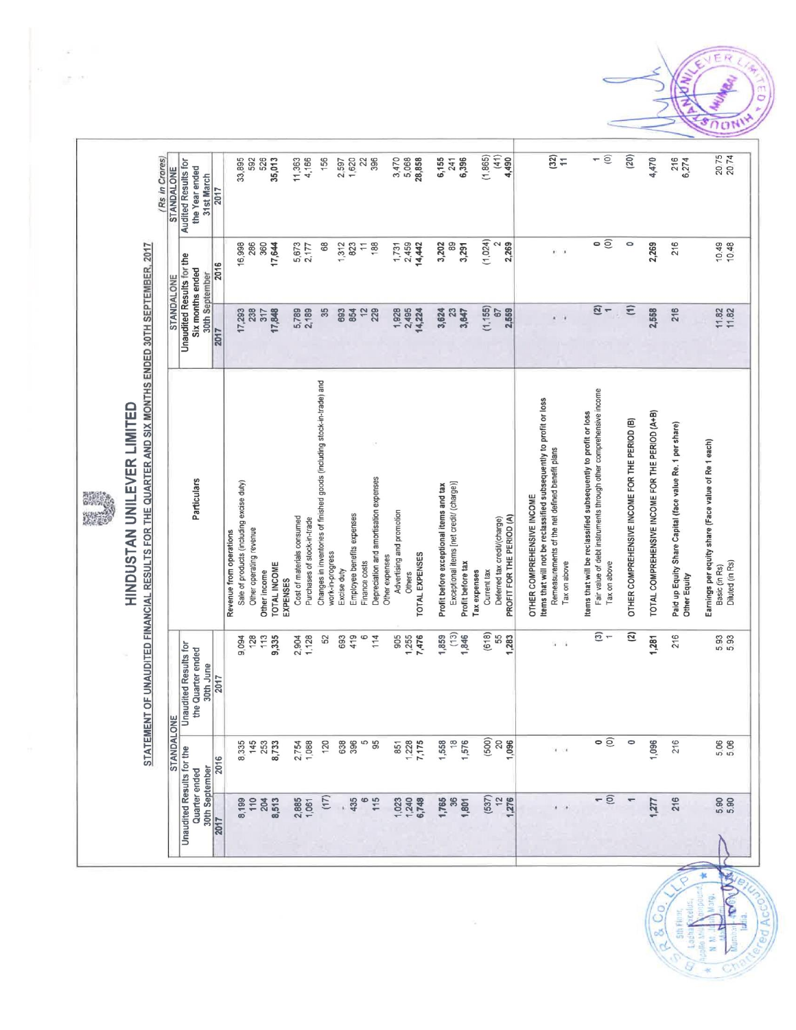# HINDUSTAN UNILEVER LIMITED

## STATEMENT OF UNAUDITED FINANCIAL RESULTS FOR THE QUARTER AND SIX MONTHS ENDED 30TH SEPTEMBER, 2017

(Rs in Crores)

| Particulars | STANDALONE Unaudited Results for the Quarter ended 30th September 2017 | STANDALONE Unaudited Results for the Quarter ended 30th September 2016 | STANDALONE Unaudited Results for the Quarter ended 30th June 2017 | STANDALONE Unaudited Results for the Six months ended 30th September 2017 | STANDALONE Unaudited Results for the Six months ended 30th September 2016 | STANDALONE Audited Results for the Year ended 31st March 2017 |
|---|---|---|---|---|---|---|
| **Revenue from operations** | | | | | | |
| Sale of products (including excise duty) | 8,199 | 8,335 | 9,094 | 17,293 | 16,998 | 33,895 |
| Other operating revenue | 110 | 145 | 128 | 238 | 286 | 592 |
| Other income | 204 | 253 | 113 | 317 | 360 | 526 |
| **TOTAL INCOME** | **8,513** | **8,733** | **9,335** | **17,848** | **17,644** | **35,013** |
| **EXPENSES** | | | | | | |
| Cost of materials consumed | 2,885 | 2,754 | 2,904 | 5,789 | 5,673 | 11,363 |
| Purchases of stock-in-trade | 1,061 | 1,088 | 1,128 | 2,189 | 2,177 | 4,166 |
| Changes in inventories of finished goods (including stock-in-trade) and work-in-progress | (17) | 120 | 52 | 35 | 68 | 156 |
| Excise duty | - | 638 | 693 | 693 | 1,312 | 2,597 |
| Employee benefits expenses | 435 | 396 | 419 | 854 | 823 | 1,620 |
| Finance costs | 6 | 5 | 6 | 12 | 11 | 22 |
| Depreciation and amortisation expenses | 115 | 95 | 114 | 229 | 188 | 396 |
| Other expenses | | | | | | |
| Advertising and promotion | 1,023 | 851 | 905 | 1,928 | 1,731 | 3,470 |
| Others | 1,240 | 1,228 | 1,255 | 2,495 | 2,459 | 5,068 |
| **TOTAL EXPENSES** | **6,748** | **7,175** | **7,476** | **14,224** | **14,442** | **28,858** |
| **Profit before exceptional items and tax** | **1,765** | **1,558** | **1,859** | **3,624** | **3,202** | **6,155** |
| Exceptional items [net credit/ (charge)] | 36 | 18 | (13) | 23 | 89 | 241 |
| **Profit before tax** | **1,801** | **1,576** | **1,846** | **3,647** | **3,291** | **6,396** |
| **Tax expenses** | | | | | | |
| Current tax | (537) | (500) | (618) | (1,155) | (1,024) | (1,865) |
| Deferred tax credit/(charge) | 12 | 20 | 55 | 67 | 2 | (41) |
| **PROFIT FOR THE PERIOD (A)** | **1,276** | **1,096** | **1,283** | **2,559** | **2,269** | **4,490** |
| **OTHER COMPREHENSIVE INCOME** | | | | | | |
| **Items that will not be reclassified subsequently to profit or loss** | | | | | | |
| Remeasurements of the net defined benefit plans | - | - | - | - | - | **(32)** |
| Tax on above | - | - | - | - | - | 11 |
| **Items that will be reclassified subsequently to profit or loss** | | | | | | |
| Fair value of debt instruments through other comprehensive income | 1 | 0 | (3) | (2) | 0 | 1 |
| Tax on above | (0) | (0) | 1 | 1 | (0) | (0) |
| **OTHER COMPREHENSIVE INCOME FOR THE PERIOD (B)** | **1** | **0** | **(2)** | **(1)** | **0** | **(20)** |
| **TOTAL COMPREHENSIVE INCOME FOR THE PERIOD (A+B)** | **1,277** | **1,096** | **1,281** | **2,558** | **2,269** | **4,470** |
| Paid up Equity Share Capital (face value Re. 1 per share) | 216 | 216 | 216 | 216 | 216 | 216 |
| Other Equity | | | | | | 6,274 |
| Earnings per equity share (Face value of Re 1 each) | | | | | | |
| Basic (in Rs) | 5.90 | 5.06 | 5.93 | 11.82 | 10.49 | 20.75 |
| Diluted (in Rs) | 5.90 | 5.06 | 5.93 | 11.82 | 10.48 | 20.74 |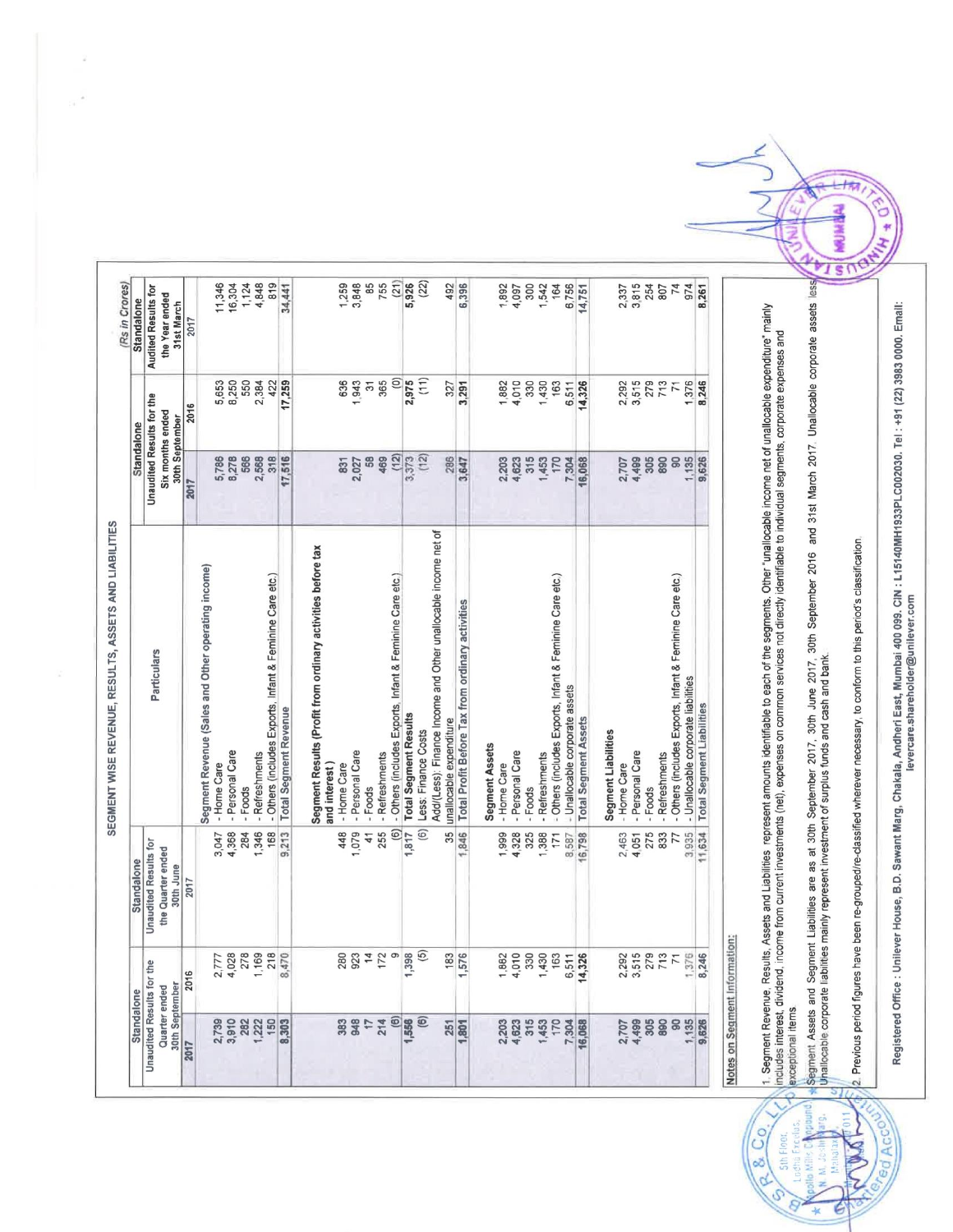## SEGMENT WISE REVENUE, RESULTS, ASSETS AND LIABILITIES

(Rs in Crores)

| Standalone Unaudited Results for the Quarter ended 30th September | | Standalone Unaudited Results for the Quarter ended 30th June | Particulars | Standalone Unaudited Results for the Six months ended 30th September | | Standalone Audited Results for the Year ended 31st March |
|---|---|---|---|---|---|---|
| 2017 | 2016 | 2017 | | 2017 | 2016 | 2017 |
| | | | **Segment Revenue (Sales and Other operating income)** | | | |
| 2,739 | 2,777 | 3,047 | - Home Care | 5,786 | 5,653 | 11,346 |
| 3,910 | 4,028 | 4,368 | - Personal Care | 8,278 | 8,250 | 16,304 |
| 282 | 278 | 284 | - Foods | 566 | 550 | 1,124 |
| 1,222 | 1,169 | 1,346 | - Refreshments | 2,568 | 2,384 | 4,848 |
| 150 | 218 | 168 | - Others (includes Exports, Infant & Feminine Care etc.) | 318 | 422 | 819 |
| 8,303 | 8,470 | 9,213 | Total Segment Revenue | 17,516 | 17,259 | 34,441 |
| | | | **Segment Results (Profit from ordinary activities before tax and interest)** | | | |
| 383 | 280 | 448 | - Home Care | 831 | 636 | 1,259 |
| 948 | 923 | 1,079 | - Personal Care | 2,027 | 1,943 | 3,848 |
| 17 | 14 | 41 | - Foods | 58 | 31 | 85 |
| 214 | 172 | 255 | - Refreshments | 469 | 365 | 755 |
| (6) | 9 | (6) | - Others (includes Exports, Infant & Feminine Care etc.) | (12) | (0) | (21) |
| 1,556 | 1,398 | 1,817 | **Total Segment Results** | 3,373 | 2,975 | 5,926 |
| (6) | (5) | (6) | Less: Finance Costs | (12) | (11) | (22) |
| 251 | 183 | 35 | Add/(Less): Finance Income and Other unallocable income net of unallocable expenditure | 286 | 327 | 492 |
| 1,801 | 1,576 | 1,846 | Total Profit Before Tax from ordinary activities | 3,647 | 3,291 | 6,396 |
| | | | **Segment Assets** | | | |
| 2,203 | 1,862 | 1,999 | - Home Care | 2,203 | 1,882 | 1,892 |
| 4,623 | 4,010 | 4,328 | - Personal Care | 4,623 | 4,010 | 4,097 |
| 315 | 330 | 325 | - Foods | 315 | 330 | 300 |
| 1,453 | 1,430 | 1,388 | - Refreshments | 1,453 | 1,430 | 1,542 |
| 170 | 163 | 171 | - Others (includes Exports, Infant & Feminine Care etc.) | 170 | 163 | 164 |
| 7,304 | 6,511 | 8,587 | - Unallocable corporate assets | 7,304 | 6,511 | 6,756 |
| 16,068 | 14,326 | 16,798 | Total Segment Assets | 16,068 | 14,326 | 14,751 |
| | | | **Segment Liabilities** | | | |
| 2,707 | 2,292 | 2,463 | - Home Care | 2,707 | 2,292 | 2,337 |
| 4,499 | 3,515 | 4,051 | - Personal Care | 4,499 | 3,515 | 3,815 |
| 305 | 279 | 275 | - Foods | 305 | 279 | 254 |
| 890 | 713 | 833 | - Refreshments | 890 | 713 | 807 |
| 90 | 71 | 77 | - Others (includes Exports, Infant & Feminine Care etc.) | 90 | 71 | 74 |
| 1,135 | 1,376 | 3,935 | - Unallocable corporate liabilities | 1,135 | 1,376 | 974 |
| 9,626 | 8,246 | 11,634 | Total Segment Liabilities | 9,626 | 8,246 | 8,261 |

**Notes on Segment Information:**

1. Segment Revenue, Results, Assets and Liabilities represent amounts identifiable to each of the segments. Other "unallocable expenditure" mainly includes interest, dividend, income from current investments (net), expenses on common services not directly identifiable to individual segments, corporate expenses and exceptional items.

Segment Assets and Segment Liabilities are as at 30th September 2017, 30th June 2017, 30th September 2016 and 31st March 2017. Unallocable corporate assets less Unallocable corporate liabilities mainly represent investment of surplus funds and cash and bank.

2. Previous period figures have been re-grouped/re-classified wherever necessary, to conform to this period's classification.

Registered Office : Unilever House, B.D. Sawant Marg, Chakala, Andheri East, Mumbai 400 099. CIN : L15140MH1933PLC002030. Tel : +91 (22) 3983 0000. Email: levercare.shareholder@unilever.com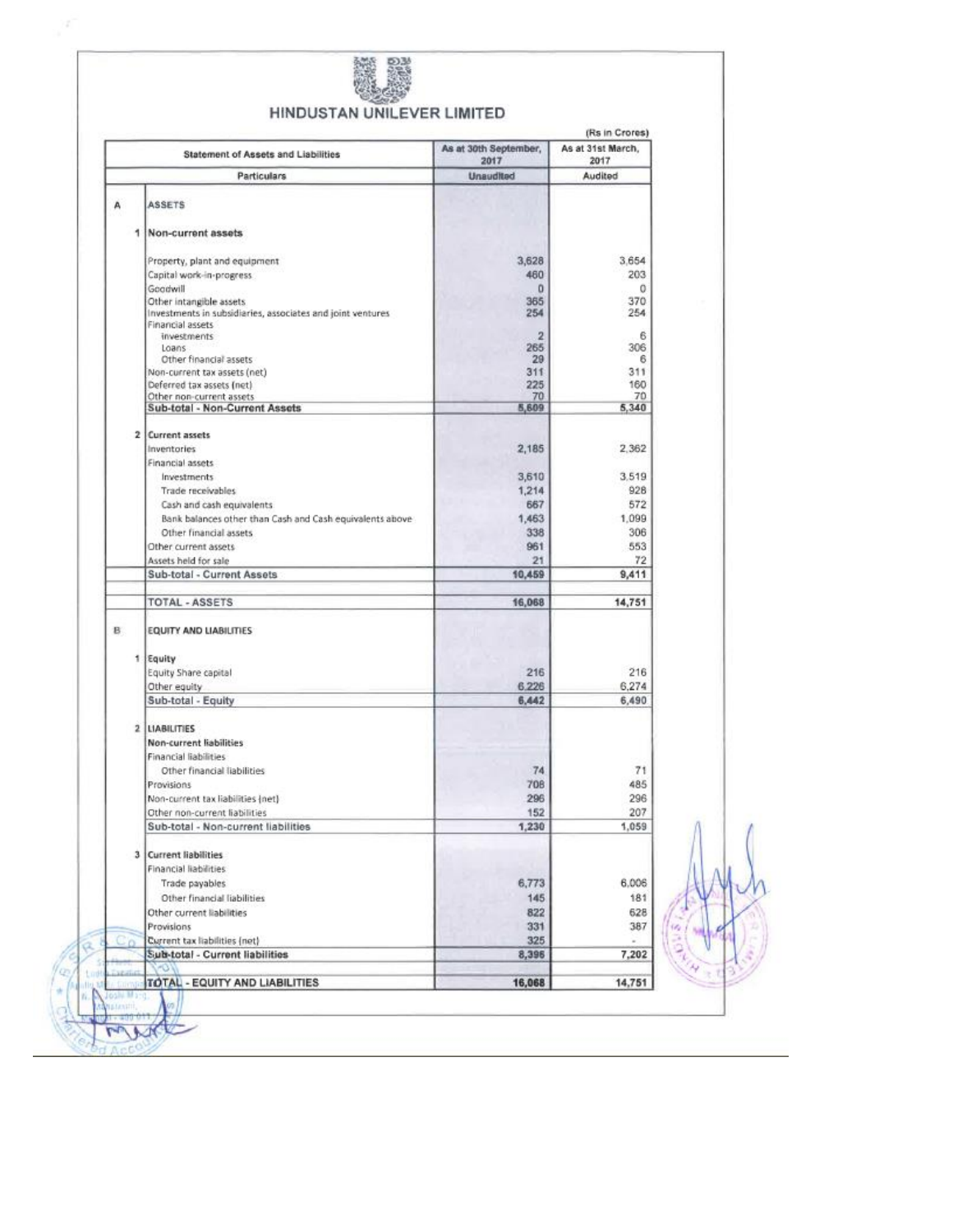# HINDUSTAN UNILEVER LIMITED

(Rs in Crores)

| | Statement of Assets and Liabilities | As at 30th September, 2017 | As at 31st March, 2017 |
|---|---|---|---|
| | Particulars | Unaudited | Audited |
| A | ASSETS | | |
| 1 | Non-current assets | | |
| | Property, plant and equipment | 3,628 | 3,654 |
| | Capital work-in-progress | 460 | 203 |
| | Goodwill | 0 | 0 |
| | Other intangible assets | 365 | 370 |
| | Investments in subsidiaries, associates and joint ventures | 254 | 254 |
| | Financial assets | | |
| | Investments | 2 | 6 |
| | Loans | 265 | 306 |
| | Other financial assets | 29 | 6 |
| | Non-current tax assets (net) | 311 | 311 |
| | Deferred tax assets (net) | 225 | 160 |
| | Other non-current assets | 70 | 70 |
| | **Sub-total - Non-Current Assets** | **5,609** | **5,340** |
| 2 | Current assets | | |
| | Inventories | 2,185 | 2,362 |
| | Financial assets | | |
| | Investments | 3,610 | 3,519 |
| | Trade receivables | 1,214 | 928 |
| | Cash and cash equivalents | 667 | 572 |
| | Bank balances other than Cash and Cash equivalents above | 1,463 | 1,099 |
| | Other financial assets | 338 | 306 |
| | Other current assets | 961 | 553 |
| | Assets held for sale | 21 | 72 |
| | **Sub-total - Current Assets** | **10,459** | **9,411** |
| | **TOTAL - ASSETS** | **16,068** | **14,751** |
| B | EQUITY AND LIABILITIES | | |
| 1 | Equity | | |
| | Equity Share capital | 216 | 216 |
| | Other equity | 6,226 | 6,274 |
| | **Sub-total - Equity** | **6,442** | **6,490** |
| 2 | LIABILITIES | | |
| | Non-current liabilities | | |
| | Financial liabilities | | |
| | Other financial liabilities | 74 | 71 |
| | Provisions | 708 | 485 |
| | Non-current tax liabilities (net) | 296 | 296 |
| | Other non-current liabilities | 152 | 207 |
| | **Sub-total - Non-current liabilities** | **1,230** | **1,059** |
| 3 | Current liabilities | | |
| | Financial liabilities | | |
| | Trade payables | 6,773 | 6,006 |
| | Other financial liabilities | 145 | 181 |
| | Other current liabilities | 822 | 628 |
| | Provisions | 331 | 387 |
| | Current tax liabilities (net) | 325 | - |
| | **Sub-total - Current liabilities** | **8,396** | **7,202** |
| | **TOTAL - EQUITY AND LIABILITIES** | **16,068** | **14,751** |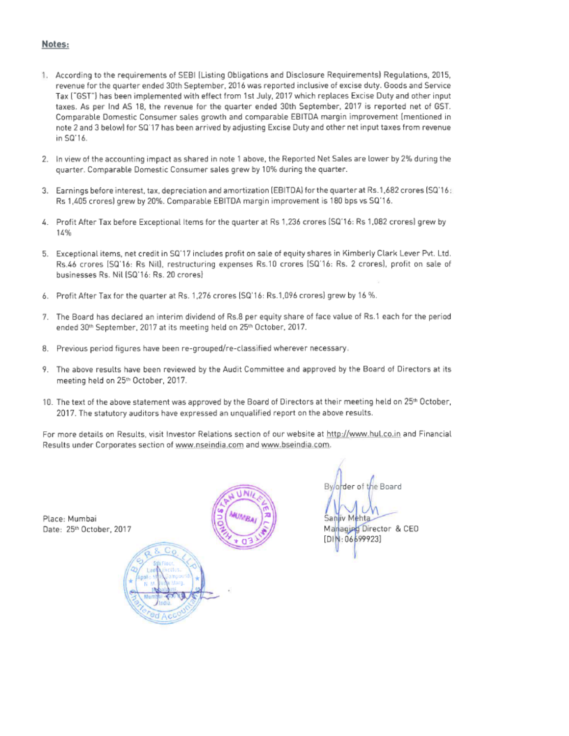**Notes:**

1. According to the requirements of SEBI (Listing Obligations and Disclosure Requirements) Regulations, 2015, revenue for the quarter ended 30th September, 2016 was reported inclusive of excise duty. Goods and Service Tax ("GST") has been implemented with effect from 1st July, 2017 which replaces Excise Duty and other input taxes. As per Ind AS 18, the revenue for the quarter ended 30th September, 2017 is reported net of GST. Comparable Domestic Consumer sales growth and comparable EBITDA margin improvement (mentioned in note 2 and 3 below) for SQ'17 has been arrived by adjusting Excise Duty and other net input taxes from revenue in SQ'16.

2. In view of the accounting impact as shared in note 1 above, the Reported Net Sales are lower by 2% during the quarter. Comparable Domestic Consumer sales grew by 10% during the quarter.

3. Earnings before interest, tax, depreciation and amortization (EBITDA) for the quarter at Rs.1,682 crores (SQ'16: Rs 1,405 crores) grew by 20%. Comparable EBITDA margin improvement is 180 bps vs SQ'16.

4. Profit After Tax before Exceptional Items for the quarter at Rs 1,236 crores (SQ'16: Rs 1,082 crores) grew by 14%

5. Exceptional items, net credit in SQ'17 includes profit on sale of equity shares in Kimberly Clark Lever Pvt. Ltd. Rs.46 crores (SQ'16: Rs Nil), restructuring expenses Rs.10 crores (SQ'16: Rs. 2 crores), profit on sale of businesses Rs. Nil (SQ'16: Rs. 20 crores)

6. Profit After Tax for the quarter at Rs. 1,276 crores (SQ'16: Rs.1,096 crores) grew by 16 %.

7. The Board has declared an interim dividend of Rs.8 per equity share of face value of Rs.1 each for the period ended 30th September, 2017 at its meeting held on 25th October, 2017.

8. Previous period figures have been re-grouped/re-classified wherever necessary.

9. The above results have been reviewed by the Audit Committee and approved by the Board of Directors at its meeting held on 25th October, 2017.

10. The text of the above statement was approved by the Board of Directors at their meeting held on 25th October, 2017. The statutory auditors have expressed an unqualified report on the above results.

For more details on Results, visit Investor Relations section of our website at http://www.hul.co.in and Financial Results under Corporates section of www.nseindia.com and www.bseindia.com.

Place: Mumbai
Date: 25th October, 2017

By order of the Board

Sanjiv Mehta
Managing Director & CEO
[DIN: 06699923]